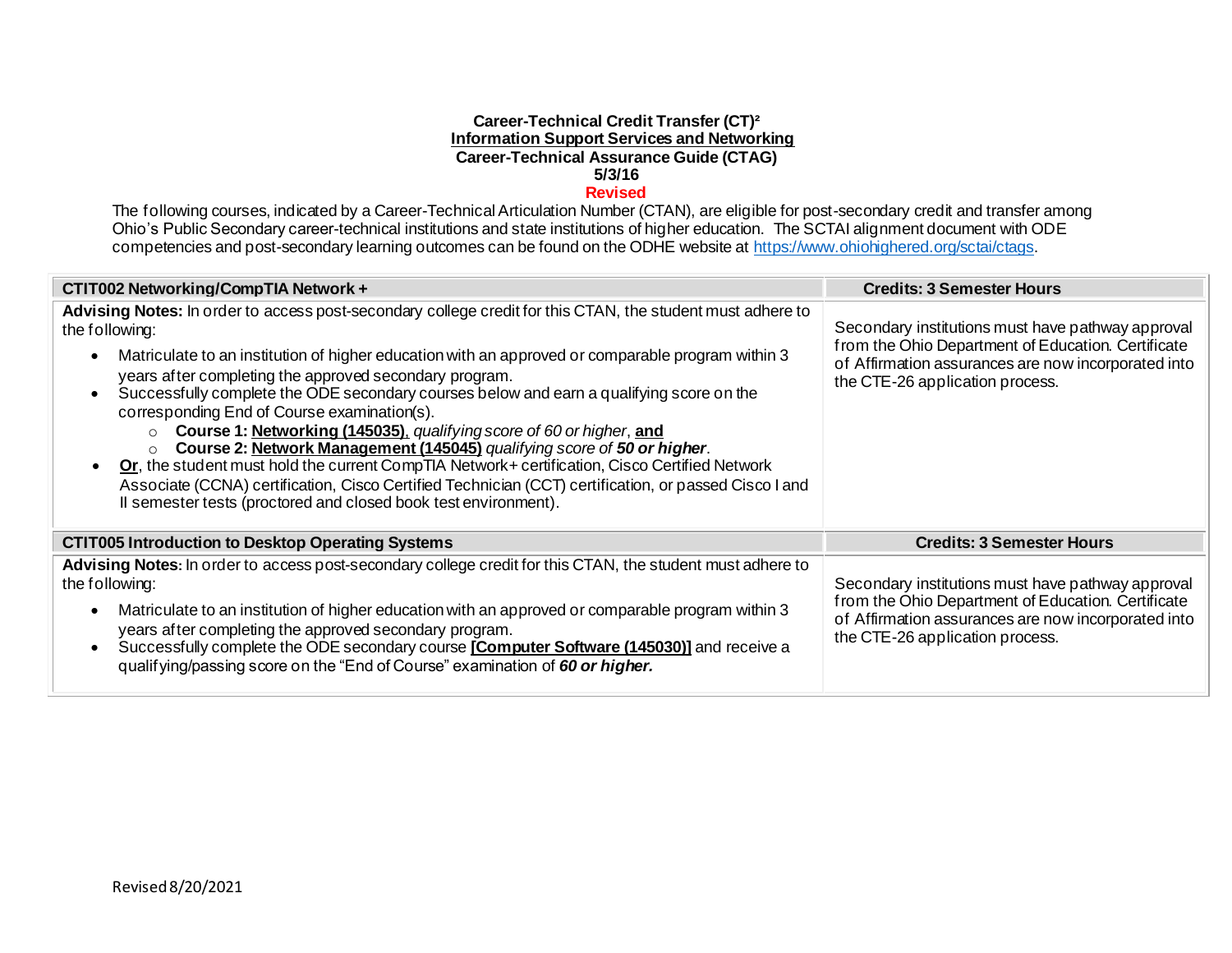**Career-Technical Credit Transfer (CT)²**
**Information Support Services and Networking**
**Career-Technical Assurance Guide (CTAG)**
**5/3/16**
**Revised**

The following courses, indicated by a Career-Technical Articulation Number (CTAN), are eligible for post-secondary credit and transfer among Ohio's Public Secondary career-technical institutions and state institutions of higher education. The SCTAI alignment document with ODE competencies and post-secondary learning outcomes can be found on the ODHE website at https://www.ohiohighered.org/sctai/ctags.

| **CTIT002 Networking/CompTIA Network +** | **Credits: 3 Semester Hours** |
|---|---|
| **Advising Notes:** In order to access post-secondary college credit for this CTAN, the student must adhere to the following:<br>• Matriculate to an institution of higher education with an approved or comparable program within 3 years after completing the approved secondary program.<br>• Successfully complete the ODE secondary courses below and earn a qualifying score on the corresponding End of Course examination(s).<br>&nbsp;&nbsp;&nbsp;&nbsp;○ **Course 1: Networking (145035)**, *qualifying score of 60 or higher*, **and**<br>&nbsp;&nbsp;&nbsp;&nbsp;○ **Course 2: Network Management (145045)** *qualifying score of **50 or higher***.<br>• **Or**, the student must hold the current CompTIA Network+ certification, Cisco Certified Network Associate (CCNA) certification, Cisco Certified Technician (CCT) certification, or passed Cisco I and II semester tests (proctored and closed book test environment). | Secondary institutions must have pathway approval from the Ohio Department of Education. Certificate of Affirmation assurances are now incorporated into the CTE-26 application process. |
| **CTIT005 Introduction to Desktop Operating Systems** | **Credits: 3 Semester Hours** |
| **Advising Notes:** In order to access post-secondary college credit for this CTAN, the student must adhere to the following:<br>• Matriculate to an institution of higher education with an approved or comparable program within 3 years after completing the approved secondary program.<br>• Successfully complete the ODE secondary course **[Computer Software (145030)]** and receive a qualifying/passing score on the "End of Course" examination of ***60 or higher.*** | Secondary institutions must have pathway approval from the Ohio Department of Education. Certificate of Affirmation assurances are now incorporated into the CTE-26 application process. |

Revised 8/20/2021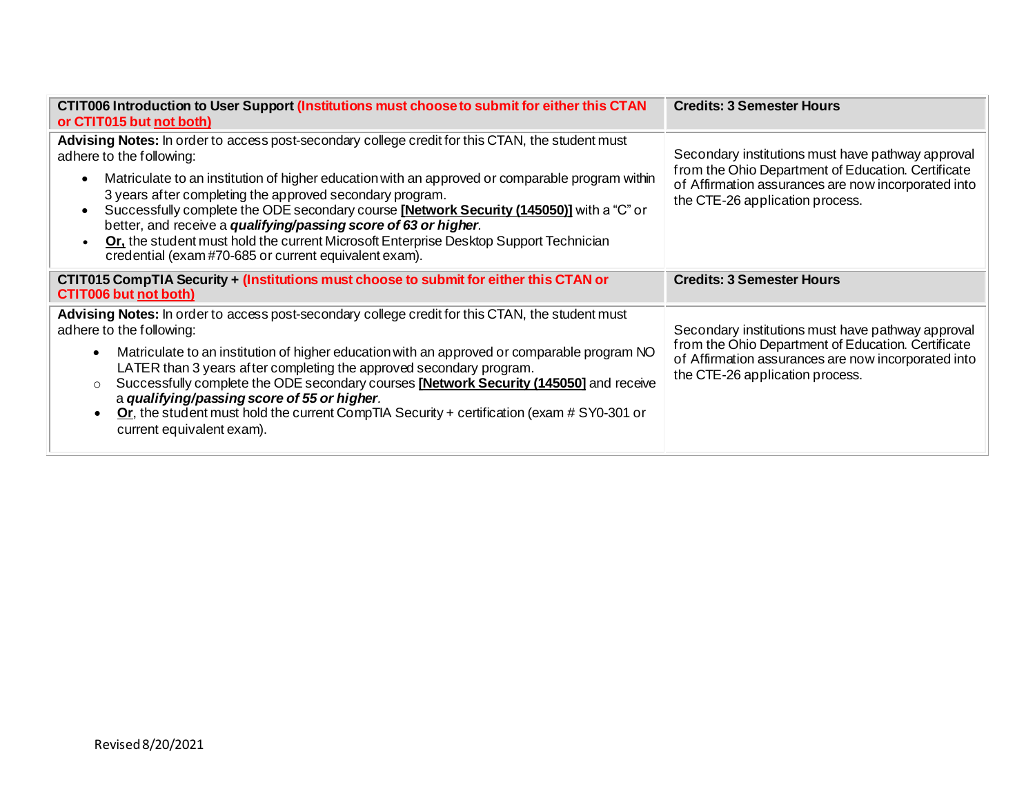| **CTIT006 Introduction to User Support (Institutions must choose to submit for either this CTAN or CTIT015 but not both)** | **Credits: 3 Semester Hours** |
|---|---|
| **Advising Notes:** In order to access post-secondary college credit for this CTAN, the student must adhere to the following:<br>• Matriculate to an institution of higher education with an approved or comparable program within 3 years after completing the approved secondary program.<br>• Successfully complete the ODE secondary course **[Network Security (145050)]** with a "C" or better, and receive a ***qualifying/passing score of 63 or higher***.<br>• **Or,** the student must hold the current Microsoft Enterprise Desktop Support Technician credential (exam #70-685 or current equivalent exam). | Secondary institutions must have pathway approval from the Ohio Department of Education. Certificate of Affirmation assurances are now incorporated into the CTE-26 application process. |
| **CTIT015 CompTIA Security + (Institutions must choose to submit for either this CTAN or CTIT006 but not both)** | **Credits: 3 Semester Hours** |
| **Advising Notes:** In order to access post-secondary college credit for this CTAN, the student must adhere to the following:<br>• Matriculate to an institution of higher education with an approved or comparable program NO LATER than 3 years after completing the approved secondary program.<br>○ Successfully complete the ODE secondary courses **[Network Security (145050]** and receive a ***qualifying/passing score of 55 or higher***.<br>• **Or**, the student must hold the current CompTIA Security + certification (exam # SY0-301 or current equivalent exam). | Secondary institutions must have pathway approval from the Ohio Department of Education. Certificate of Affirmation assurances are now incorporated into the CTE-26 application process. |

Revised 8/20/2021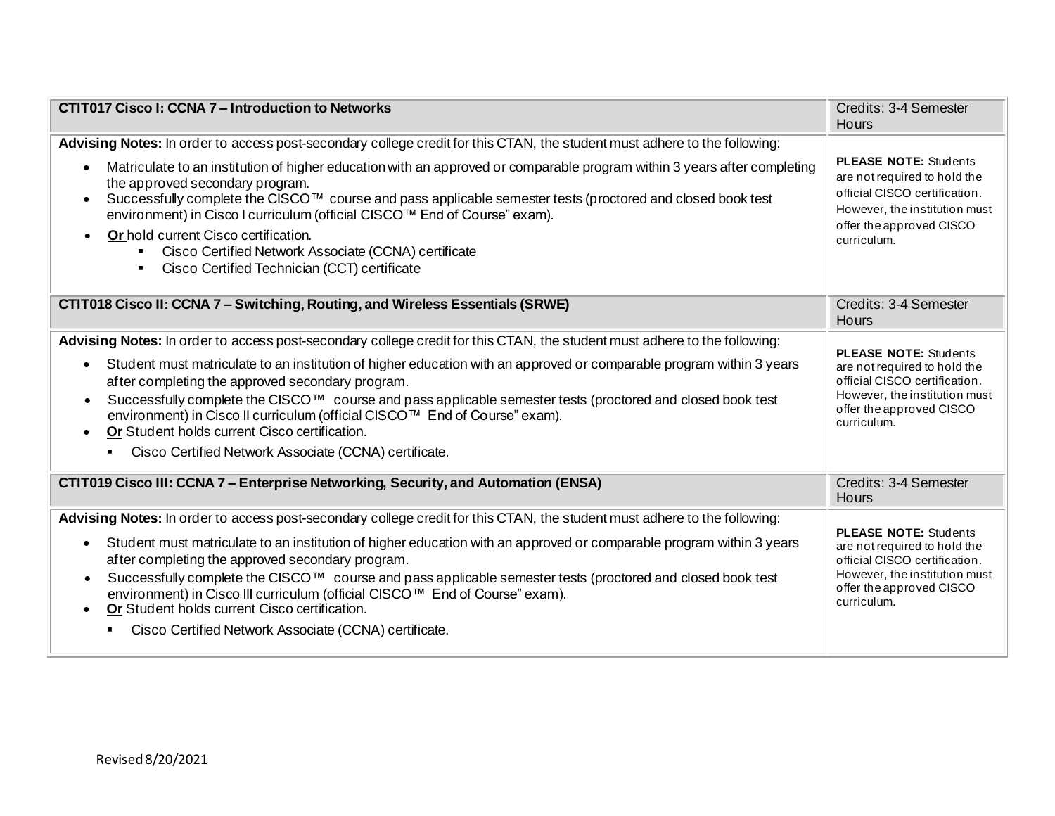| CTIT017 Cisco I: CCNA 7 – Introduction to Networks | Credits: 3-4 Semester Hours |
|---|---|
| **Advising Notes:** In order to access post-secondary college credit for this CTAN, the student must adhere to the following:<br>• Matriculate to an institution of higher education with an approved or comparable program within 3 years after completing the approved secondary program.<br>• Successfully complete the CISCO™ course and pass applicable semester tests (proctored and closed book test environment) in Cisco I curriculum (official CISCO™ End of Course" exam).<br>• **Or** hold current Cisco certification.<br>  ▪ Cisco Certified Network Associate (CCNA) certificate<br>  ▪ Cisco Certified Technician (CCT) certificate | **PLEASE NOTE:** Students are not required to hold the official CISCO certification. However, the institution must offer the approved CISCO curriculum. |
| **CTIT018 Cisco II: CCNA 7 – Switching, Routing, and Wireless Essentials (SRWE)** | Credits: 3-4 Semester Hours |
| **Advising Notes:** In order to access post-secondary college credit for this CTAN, the student must adhere to the following:<br>• Student must matriculate to an institution of higher education with an approved or comparable program within 3 years after completing the approved secondary program.<br>• Successfully complete the CISCO™ course and pass applicable semester tests (proctored and closed book test environment) in Cisco II curriculum (official CISCO™ End of Course" exam).<br>• **Or** Student holds current Cisco certification.<br>  ▪ Cisco Certified Network Associate (CCNA) certificate. | **PLEASE NOTE:** Students are not required to hold the official CISCO certification. However, the institution must offer the approved CISCO curriculum. |
| **CTIT019 Cisco III: CCNA 7 – Enterprise Networking, Security, and Automation (ENSA)** | Credits: 3-4 Semester Hours |
| **Advising Notes:** In order to access post-secondary college credit for this CTAN, the student must adhere to the following:<br>• Student must matriculate to an institution of higher education with an approved or comparable program within 3 years after completing the approved secondary program.<br>• Successfully complete the CISCO™ course and pass applicable semester tests (proctored and closed book test environment) in Cisco III curriculum (official CISCO™ End of Course" exam).<br>• **Or** Student holds current Cisco certification.<br>  ▪ Cisco Certified Network Associate (CCNA) certificate. | **PLEASE NOTE:** Students are not required to hold the official CISCO certification. However, the institution must offer the approved CISCO curriculum. |

Revised 8/20/2021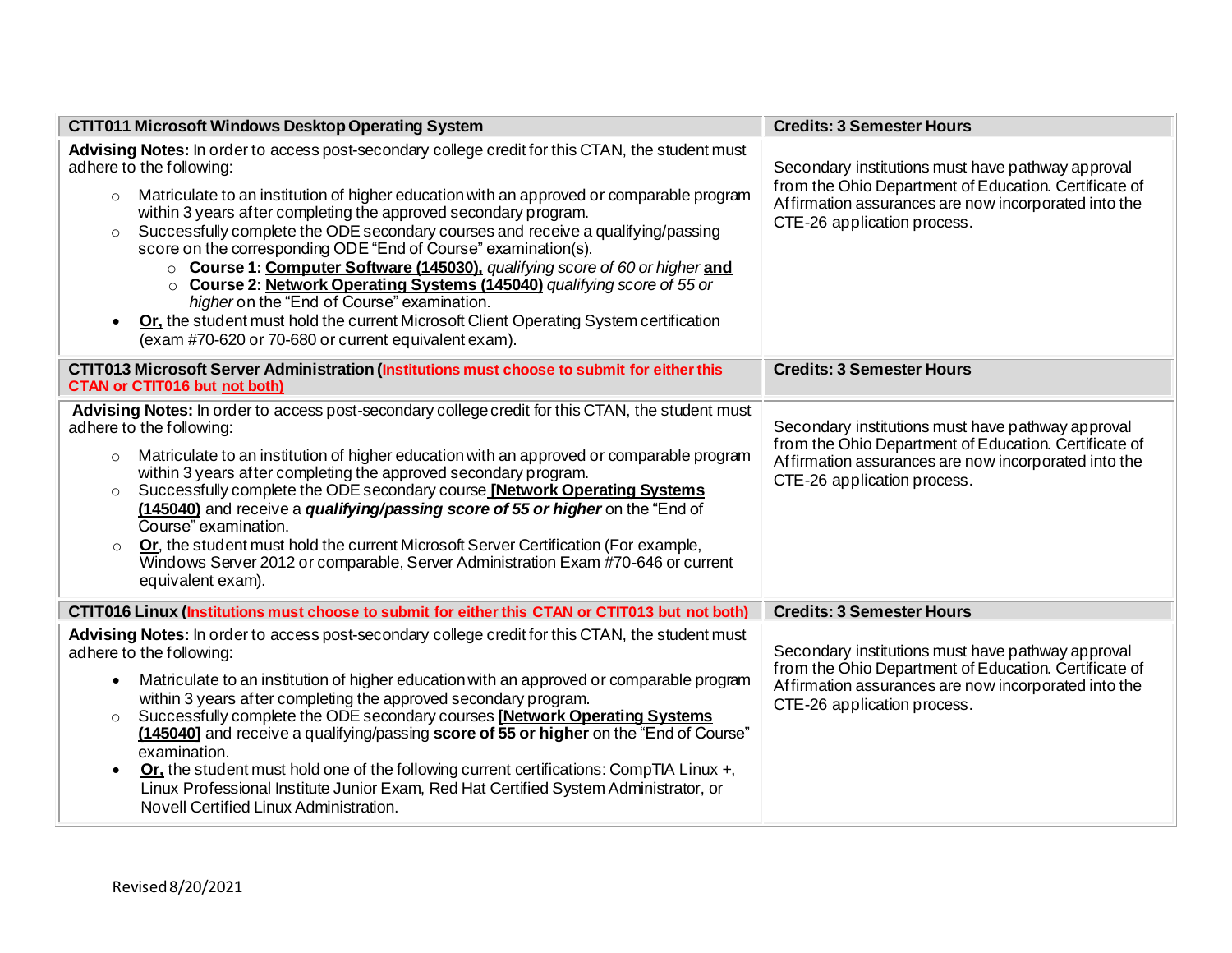| CTIT011 Microsoft Windows Desktop Operating System | Credits: 3 Semester Hours |
| --- | --- |
| **Advising Notes:** In order to access post-secondary college credit for this CTAN, the student must adhere to the following:<br>◦ Matriculate to an institution of higher education with an approved or comparable program within 3 years after completing the approved secondary program.<br>◦ Successfully complete the ODE secondary courses and receive a qualifying/passing score on the corresponding ODE "End of Course" examination(s).<br>  ◦ **Course 1: <u>Computer Software (145030),</u>** *qualifying score of 60 or higher* **<u>and</u>**<br>  ◦ **Course 2: <u>Network Operating Systems (145040)</u>** *qualifying score of 55 or higher* on the "End of Course" examination.<br>• **<u>Or,</u>** the student must hold the current Microsoft Client Operating System certification (exam #70-620 or 70-680 or current equivalent exam). | Secondary institutions must have pathway approval from the Ohio Department of Education. Certificate of Affirmation assurances are now incorporated into the CTE-26 application process. |
| **CTIT013 Microsoft Server Administration (Institutions must choose to submit for either this CTAN or CTIT016 but <u>not both)</u>** | **Credits: 3 Semester Hours** |
| **Advising Notes:** In order to access post-secondary college credit for this CTAN, the student must adhere to the following:<br>◦ Matriculate to an institution of higher education with an approved or comparable program within 3 years after completing the approved secondary program.<br>◦ Successfully complete the ODE secondary course **<u>[Network Operating Systems (145040)</u>** and receive a ***qualifying/passing score of 55 or higher*** on the "End of Course" examination.<br>◦ **<u>Or</u>**, the student must hold the current Microsoft Server Certification (For example, Windows Server 2012 or comparable, Server Administration Exam #70-646 or current equivalent exam). | Secondary institutions must have pathway approval from the Ohio Department of Education. Certificate of Affirmation assurances are now incorporated into the CTE-26 application process. |
| **CTIT016 Linux (Institutions must choose to submit for either this CTAN or CTIT013 but <u>not both)</u>** | **Credits: 3 Semester Hours** |
| **Advising Notes:** In order to access post-secondary college credit for this CTAN, the student must adhere to the following:<br>• Matriculate to an institution of higher education with an approved or comparable program within 3 years after completing the approved secondary program.<br>◦ Successfully complete the ODE secondary courses **<u>[Network Operating Systems (145040]</u>** and receive a qualifying/passing **score of 55 or higher** on the "End of Course" examination.<br>• **<u>Or,</u>** the student must hold one of the following current certifications: CompTIA Linux +, Linux Professional Institute Junior Exam, Red Hat Certified System Administrator, or Novell Certified Linux Administration. | Secondary institutions must have pathway approval from the Ohio Department of Education. Certificate of Affirmation assurances are now incorporated into the CTE-26 application process. |

Revised 8/20/2021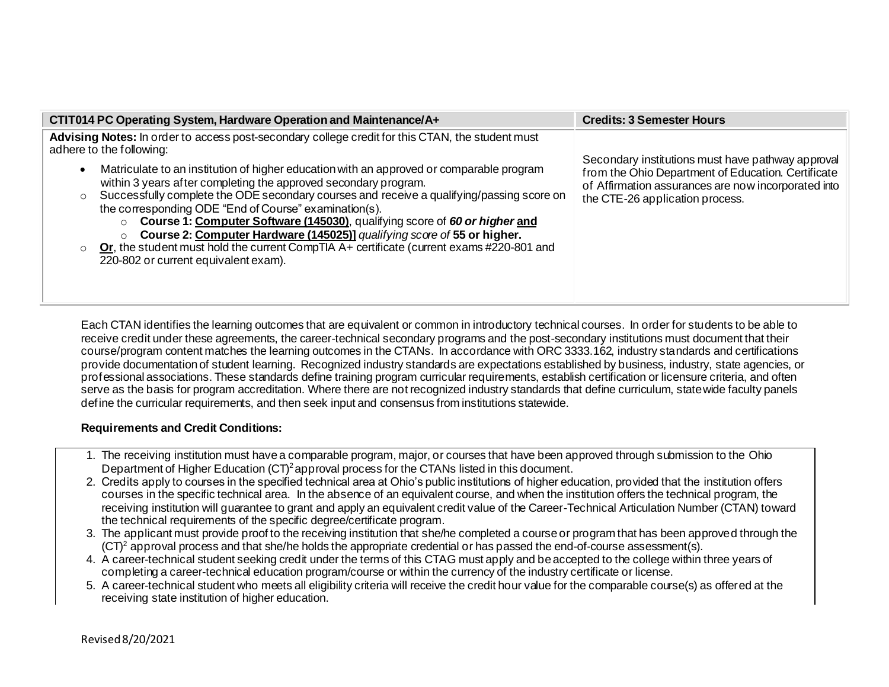| CTIT014 PC Operating System, Hardware Operation and Maintenance/A+ | Credits: 3 Semester Hours |
|---|---|
| **Advising Notes:** In order to access post-secondary college credit for this CTAN, the student must adhere to the following:<br>• Matriculate to an institution of higher education with an approved or comparable program within 3 years after completing the approved secondary program.<br>○ Successfully complete the ODE secondary courses and receive a qualifying/passing score on the corresponding ODE "End of Course" examination(s).<br>&nbsp;&nbsp;&nbsp;&nbsp;○ **Course 1: Computer Software (145030)**, qualifying score of ***60 or higher* and**<br>&nbsp;&nbsp;&nbsp;&nbsp;○ **Course 2: Computer Hardware (145025)]** *qualifying score of* **55 or higher.**<br>○ **Or**, the student must hold the current CompTIA A+ certificate (current exams #220-801 and 220-802 or current equivalent exam). | Secondary institutions must have pathway approval from the Ohio Department of Education. Certificate of Affirmation assurances are now incorporated into the CTE-26 application process. |

Each CTAN identifies the learning outcomes that are equivalent or common in introductory technical courses. In order for students to be able to receive credit under these agreements, the career-technical secondary programs and the post-secondary institutions must document that their course/program content matches the learning outcomes in the CTANs. In accordance with ORC 3333.162, industry standards and certifications provide documentation of student learning. Recognized industry standards are expectations established by business, industry, state agencies, or professional associations. These standards define training program curricular requirements, establish certification or licensure criteria, and often serve as the basis for program accreditation. Where there are not recognized industry standards that define curriculum, statewide faculty panels define the curricular requirements, and then seek input and consensus from institutions statewide.

**Requirements and Credit Conditions:**

1. The receiving institution must have a comparable program, major, or courses that have been approved through submission to the Ohio Department of Higher Education (CT)[2] approval process for the CTANs listed in this document.
2. Credits apply to courses in the specified technical area at Ohio's public institutions of higher education, provided that the institution offers courses in the specific technical area. In the absence of an equivalent course, and when the institution offers the technical program, the receiving institution will guarantee to grant and apply an equivalent credit value of the Career-Technical Articulation Number (CTAN) toward the technical requirements of the specific degree/certificate program.
3. The applicant must provide proof to the receiving institution that she/he completed a course or program that has been approved through the (CT)[2] approval process and that she/he holds the appropriate credential or has passed the end-of-course assessment(s).
4. A career-technical student seeking credit under the terms of this CTAG must apply and be accepted to the college within three years of completing a career-technical education program/course or within the currency of the industry certificate or license.
5. A career-technical student who meets all eligibility criteria will receive the credit hour value for the comparable course(s) as offered at the receiving state institution of higher education.

Revised 8/20/2021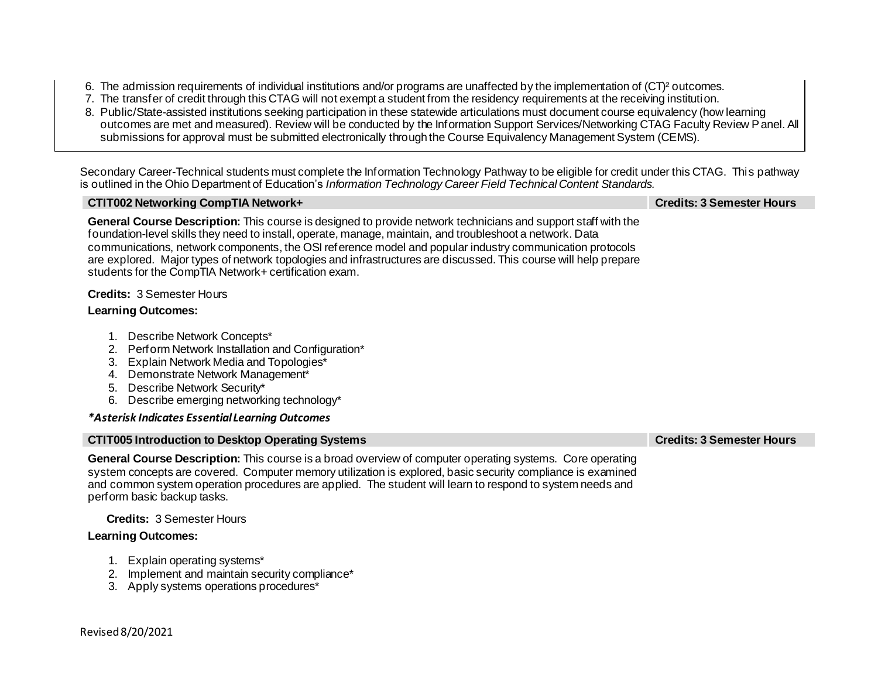6. The admission requirements of individual institutions and/or programs are unaffected by the implementation of (CT)² outcomes.
7. The transfer of credit through this CTAG will not exempt a student from the residency requirements at the receiving institution.
8. Public/State-assisted institutions seeking participation in these statewide articulations must document course equivalency (how learning outcomes are met and measured). Review will be conducted by the Information Support Services/Networking CTAG Faculty Review Panel. All submissions for approval must be submitted electronically through the Course Equivalency Management System (CEMS).

Secondary Career-Technical students must complete the Information Technology Pathway to be eligible for credit under this CTAG. This pathway is outlined in the Ohio Department of Education's *Information Technology Career Field Technical Content Standards.*

| CTIT002 Networking CompTIA Network+ | Credits: 3 Semester Hours |
|---|---|

**General Course Description:** This course is designed to provide network technicians and support staff with the foundation-level skills they need to install, operate, manage, maintain, and troubleshoot a network. Data communications, network components, the OSI reference model and popular industry communication protocols are explored. Major types of network topologies and infrastructures are discussed. This course will help prepare students for the CompTIA Network+ certification exam.

**Credits:** 3 Semester Hours

**Learning Outcomes:**

1. Describe Network Concepts*
2. Perform Network Installation and Configuration*
3. Explain Network Media and Topologies*
4. Demonstrate Network Management*
5. Describe Network Security*
6. Describe emerging networking technology*

***Asterisk Indicates Essential Learning Outcomes***

| CTIT005 Introduction to Desktop Operating Systems | Credits: 3 Semester Hours |
|---|---|

**General Course Description:** This course is a broad overview of computer operating systems. Core operating system concepts are covered. Computer memory utilization is explored, basic security compliance is examined and common system operation procedures are applied. The student will learn to respond to system needs and perform basic backup tasks.

**Credits:** 3 Semester Hours

**Learning Outcomes:**

1. Explain operating systems*
2. Implement and maintain security compliance*
3. Apply systems operations procedures*

Revised 8/20/2021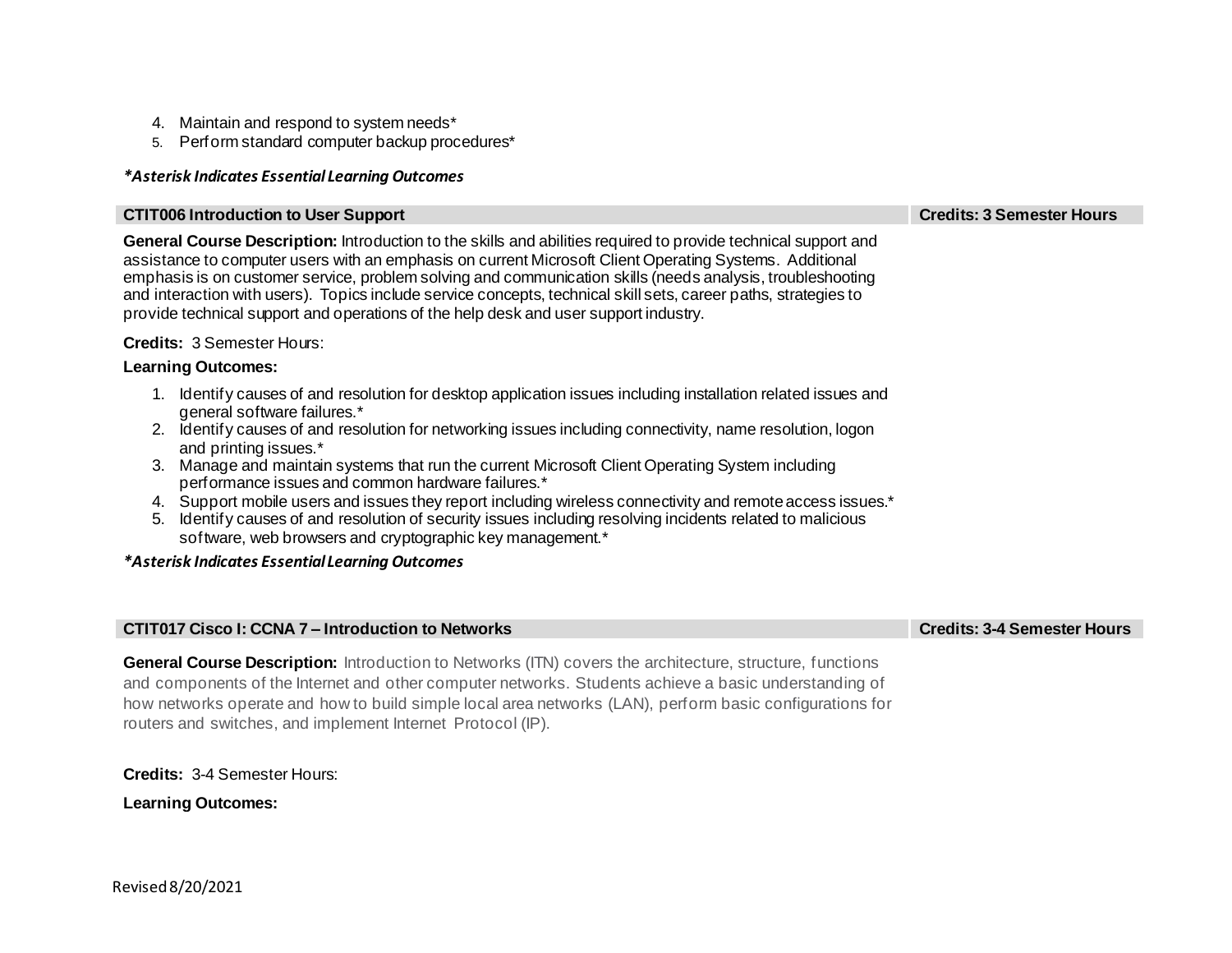4. Maintain and respond to system needs*
5. Perform standard computer backup procedures*

***Asterisk Indicates Essential Learning Outcomes***

| **CTIT006 Introduction to User Support** | **Credits: 3 Semester Hours** |
|---|---|

**General Course Description:** Introduction to the skills and abilities required to provide technical support and assistance to computer users with an emphasis on current Microsoft Client Operating Systems. Additional emphasis is on customer service, problem solving and communication skills (needs analysis, troubleshooting and interaction with users). Topics include service concepts, technical skill sets, career paths, strategies to provide technical support and operations of the help desk and user support industry.

**Credits:** 3 Semester Hours:

**Learning Outcomes:**

1. Identify causes of and resolution for desktop application issues including installation related issues and general software failures.*
2. Identify causes of and resolution for networking issues including connectivity, name resolution, logon and printing issues.*
3. Manage and maintain systems that run the current Microsoft Client Operating System including performance issues and common hardware failures.*
4. Support mobile users and issues they report including wireless connectivity and remote access issues.*
5. Identify causes of and resolution of security issues including resolving incidents related to malicious software, web browsers and cryptographic key management.*

***Asterisk Indicates Essential Learning Outcomes***

| **CTIT017 Cisco I: CCNA 7 – Introduction to Networks** | **Credits: 3-4 Semester Hours** |
|---|---|

**General Course Description:** Introduction to Networks (ITN) covers the architecture, structure, functions and components of the Internet and other computer networks. Students achieve a basic understanding of how networks operate and how to build simple local area networks (LAN), perform basic configurations for routers and switches, and implement Internet Protocol (IP).

**Credits:** 3-4 Semester Hours:

**Learning Outcomes:**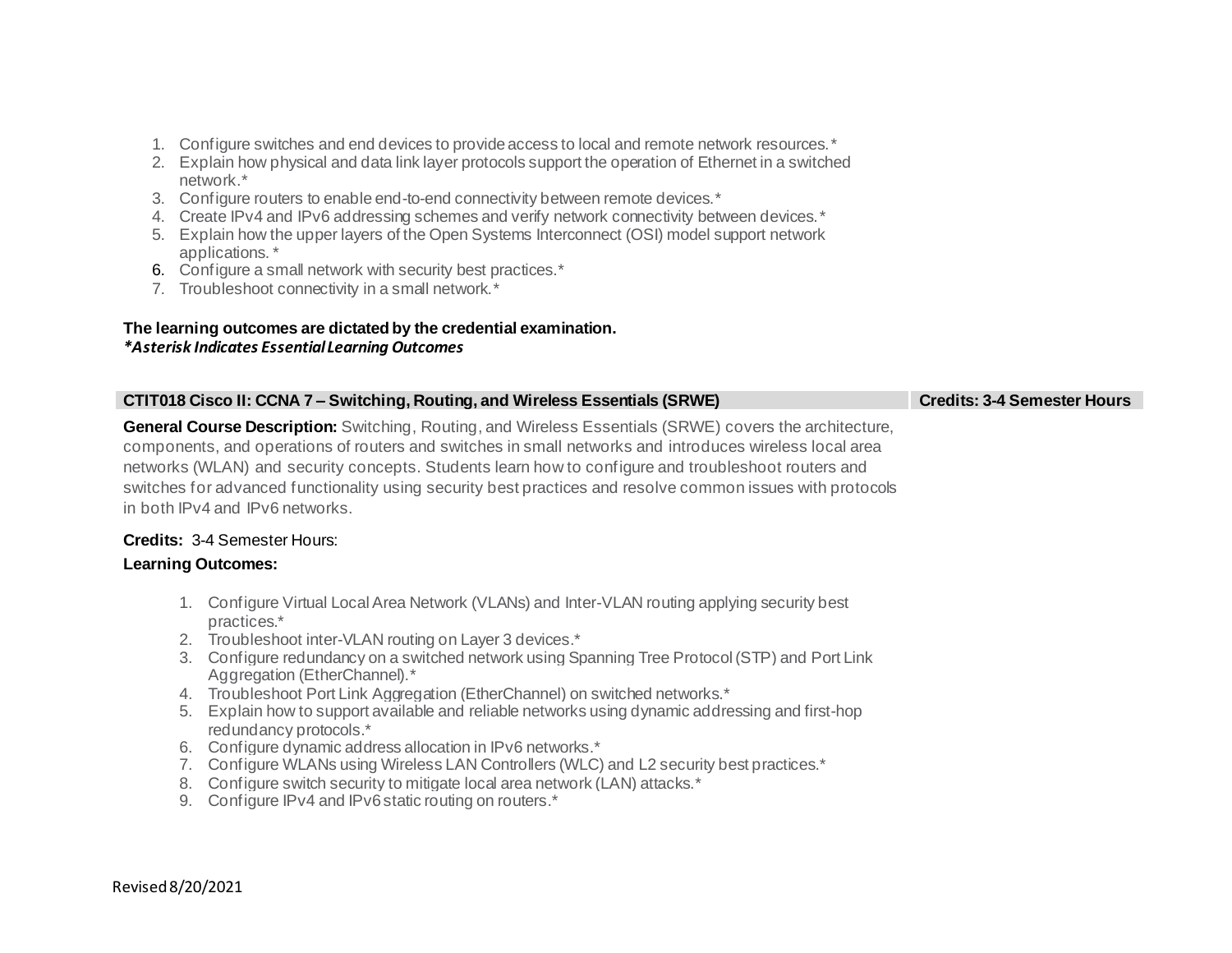1. Configure switches and end devices to provide access to local and remote network resources.*
2. Explain how physical and data link layer protocols support the operation of Ethernet in a switched network.*
3. Configure routers to enable end-to-end connectivity between remote devices.*
4. Create IPv4 and IPv6 addressing schemes and verify network connectivity between devices.*
5. Explain how the upper layers of the Open Systems Interconnect (OSI) model support network applications. *
6. Configure a small network with security best practices.*
7. Troubleshoot connectivity in a small network.*

**The learning outcomes are dictated by the credential examination.**
***Asterisk Indicates Essential Learning Outcomes***

| **CTIT018 Cisco II: CCNA 7 – Switching, Routing, and Wireless Essentials (SRWE)** | **Credits: 3-4 Semester Hours** |
|---|---|

**General Course Description:** Switching, Routing, and Wireless Essentials (SRWE) covers the architecture, components, and operations of routers and switches in small networks and introduces wireless local area networks (WLAN) and security concepts. Students learn how to configure and troubleshoot routers and switches for advanced functionality using security best practices and resolve common issues with protocols in both IPv4 and IPv6 networks.

**Credits:** 3-4 Semester Hours:

**Learning Outcomes:**

1. Configure Virtual Local Area Network (VLANs) and Inter-VLAN routing applying security best practices.*
2. Troubleshoot inter-VLAN routing on Layer 3 devices.*
3. Configure redundancy on a switched network using Spanning Tree Protocol (STP) and Port Link Aggregation (EtherChannel).*
4. Troubleshoot Port Link Aggregation (EtherChannel) on switched networks.*
5. Explain how to support available and reliable networks using dynamic addressing and first-hop redundancy protocols.*
6. Configure dynamic address allocation in IPv6 networks.*
7. Configure WLANs using Wireless LAN Controllers (WLC) and L2 security best practices.*
8. Configure switch security to mitigate local area network (LAN) attacks.*
9. Configure IPv4 and IPv6 static routing on routers.*

Revised 8/20/2021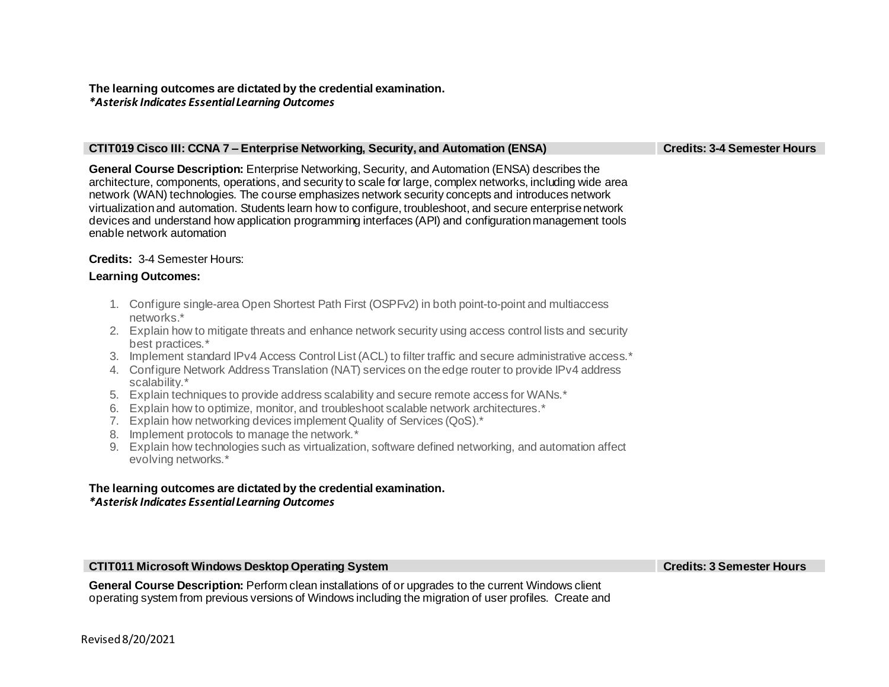**The learning outcomes are dictated by the credential examination.**
***Asterisk Indicates Essential Learning Outcomes***

| CTIT019 Cisco III: CCNA 7 – Enterprise Networking, Security, and Automation (ENSA) | Credits: 3-4 Semester Hours |
| --- | --- |

**General Course Description:** Enterprise Networking, Security, and Automation (ENSA) describes the architecture, components, operations, and security to scale for large, complex networks, including wide area network (WAN) technologies. The course emphasizes network security concepts and introduces network virtualization and automation. Students learn how to configure, troubleshoot, and secure enterprise network devices and understand how application programming interfaces (API) and configuration management tools enable network automation

**Credits:** 3-4 Semester Hours:

**Learning Outcomes:**

1. Configure single-area Open Shortest Path First (OSPFv2) in both point-to-point and multiaccess networks.*
2. Explain how to mitigate threats and enhance network security using access control lists and security best practices.*
3. Implement standard IPv4 Access Control List (ACL) to filter traffic and secure administrative access.*
4. Configure Network Address Translation (NAT) services on the edge router to provide IPv4 address scalability.*
5. Explain techniques to provide address scalability and secure remote access for WANs.*
6. Explain how to optimize, monitor, and troubleshoot scalable network architectures.*
7. Explain how networking devices implement Quality of Services (QoS).*
8. Implement protocols to manage the network.*
9. Explain how technologies such as virtualization, software defined networking, and automation affect evolving networks.*

**The learning outcomes are dictated by the credential examination.**
***Asterisk Indicates Essential Learning Outcomes***

| CTIT011 Microsoft Windows Desktop Operating System | Credits: 3 Semester Hours |
| --- | --- |

**General Course Description:** Perform clean installations of or upgrades to the current Windows client operating system from previous versions of Windows including the migration of user profiles. Create and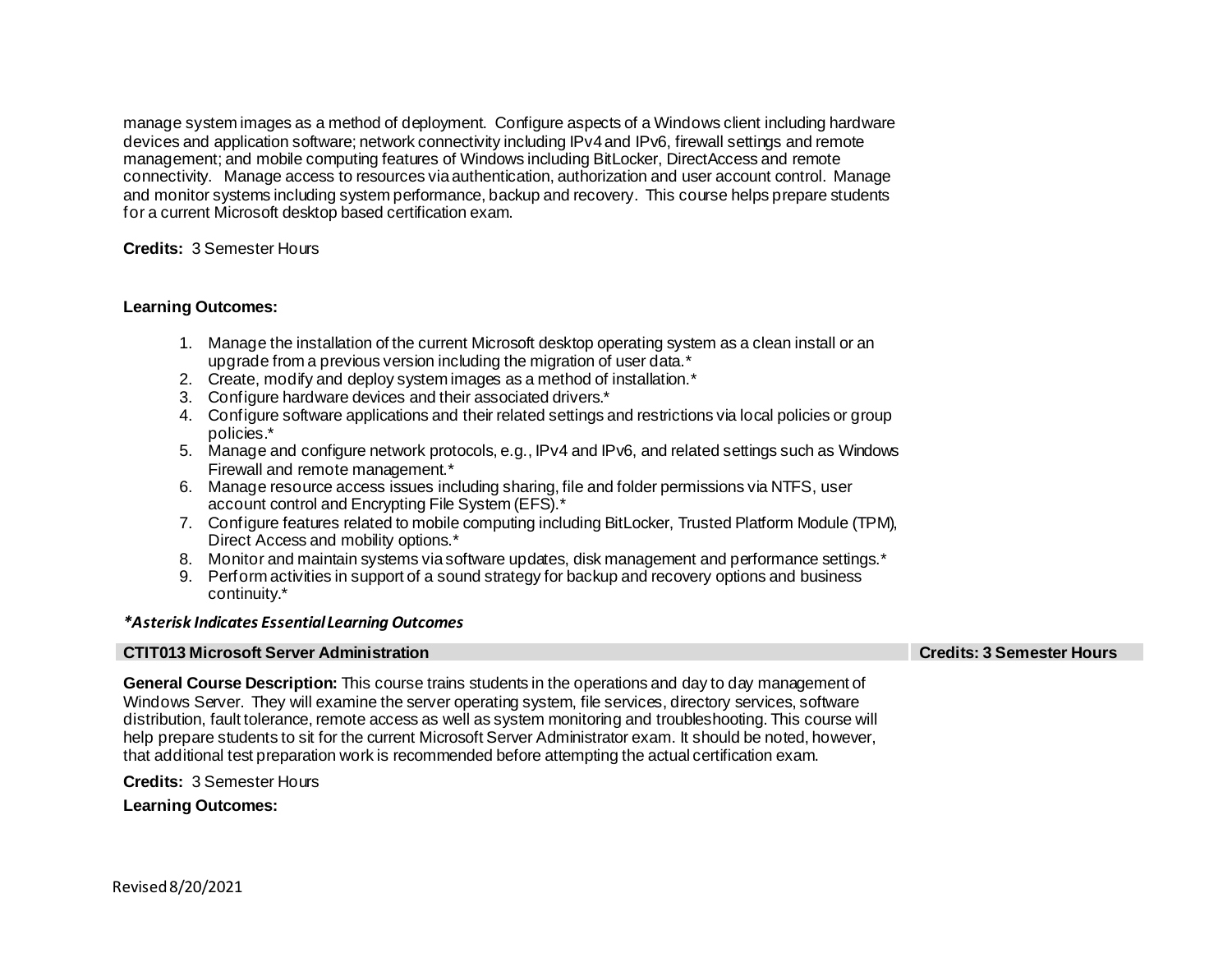manage system images as a method of deployment. Configure aspects of a Windows client including hardware devices and application software; network connectivity including IPv4 and IPv6, firewall settings and remote management; and mobile computing features of Windows including BitLocker, DirectAccess and remote connectivity. Manage access to resources via authentication, authorization and user account control. Manage and monitor systems including system performance, backup and recovery. This course helps prepare students for a current Microsoft desktop based certification exam.

**Credits:** 3 Semester Hours

**Learning Outcomes:**

1. Manage the installation of the current Microsoft desktop operating system as a clean install or an upgrade from a previous version including the migration of user data.*
2. Create, modify and deploy system images as a method of installation.*
3. Configure hardware devices and their associated drivers.*
4. Configure software applications and their related settings and restrictions via local policies or group policies.*
5. Manage and configure network protocols, e.g., IPv4 and IPv6, and related settings such as Windows Firewall and remote management.*
6. Manage resource access issues including sharing, file and folder permissions via NTFS, user account control and Encrypting File System (EFS).*
7. Configure features related to mobile computing including BitLocker, Trusted Platform Module (TPM), Direct Access and mobility options.*
8. Monitor and maintain systems via software updates, disk management and performance settings.*
9. Perform activities in support of a sound strategy for backup and recovery options and business continuity.*

***Asterisk Indicates Essential Learning Outcomes***

| **CTIT013 Microsoft Server Administration** | **Credits: 3 Semester Hours** |
|---|---|

**General Course Description:** This course trains students in the operations and day to day management of Windows Server. They will examine the server operating system, file services, directory services, software distribution, fault tolerance, remote access as well as system monitoring and troubleshooting. This course will help prepare students to sit for the current Microsoft Server Administrator exam. It should be noted, however, that additional test preparation work is recommended before attempting the actual certification exam.

**Credits:** 3 Semester Hours

**Learning Outcomes:**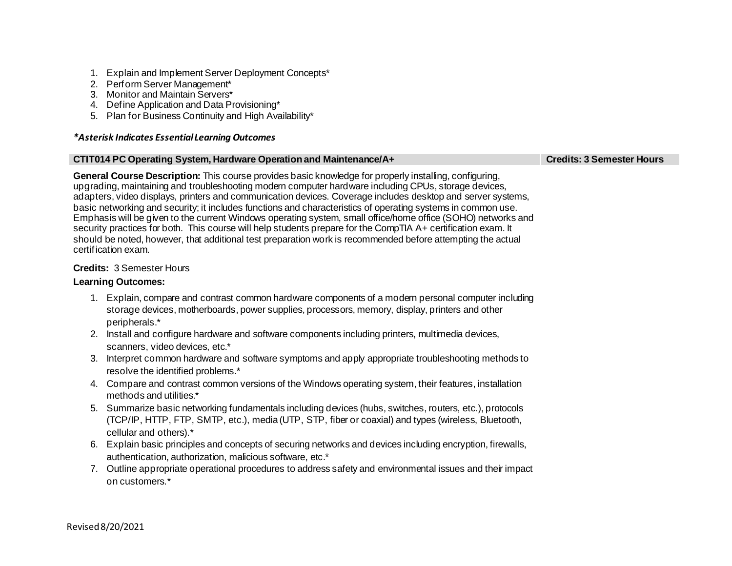1. Explain and Implement Server Deployment Concepts*
2. Perform Server Management*
3. Monitor and Maintain Servers*
4. Define Application and Data Provisioning*
5. Plan for Business Continuity and High Availability*

***Asterisk Indicates Essential Learning Outcomes***

| CTIT014 PC Operating System, Hardware Operation and Maintenance/A+ | Credits: 3 Semester Hours |
|---|---|

**General Course Description:** This course provides basic knowledge for properly installing, configuring, upgrading, maintaining and troubleshooting modern computer hardware including CPUs, storage devices, adapters, video displays, printers and communication devices. Coverage includes desktop and server systems, basic networking and security; it includes functions and characteristics of operating systems in common use. Emphasis will be given to the current Windows operating system, small office/home office (SOHO) networks and security practices for both. This course will help students prepare for the CompTIA A+ certification exam. It should be noted, however, that additional test preparation work is recommended before attempting the actual certification exam.

**Credits:** 3 Semester Hours

**Learning Outcomes:**

1. Explain, compare and contrast common hardware components of a modern personal computer including storage devices, motherboards, power supplies, processors, memory, display, printers and other peripherals.*
2. Install and configure hardware and software components including printers, multimedia devices, scanners, video devices, etc.*
3. Interpret common hardware and software symptoms and apply appropriate troubleshooting methods to resolve the identified problems.*
4. Compare and contrast common versions of the Windows operating system, their features, installation methods and utilities.*
5. Summarize basic networking fundamentals including devices (hubs, switches, routers, etc.), protocols (TCP/IP, HTTP, FTP, SMTP, etc.), media (UTP, STP, fiber or coaxial) and types (wireless, Bluetooth, cellular and others).*
6. Explain basic principles and concepts of securing networks and devices including encryption, firewalls, authentication, authorization, malicious software, etc.*
7. Outline appropriate operational procedures to address safety and environmental issues and their impact on customers.*

Revised 8/20/2021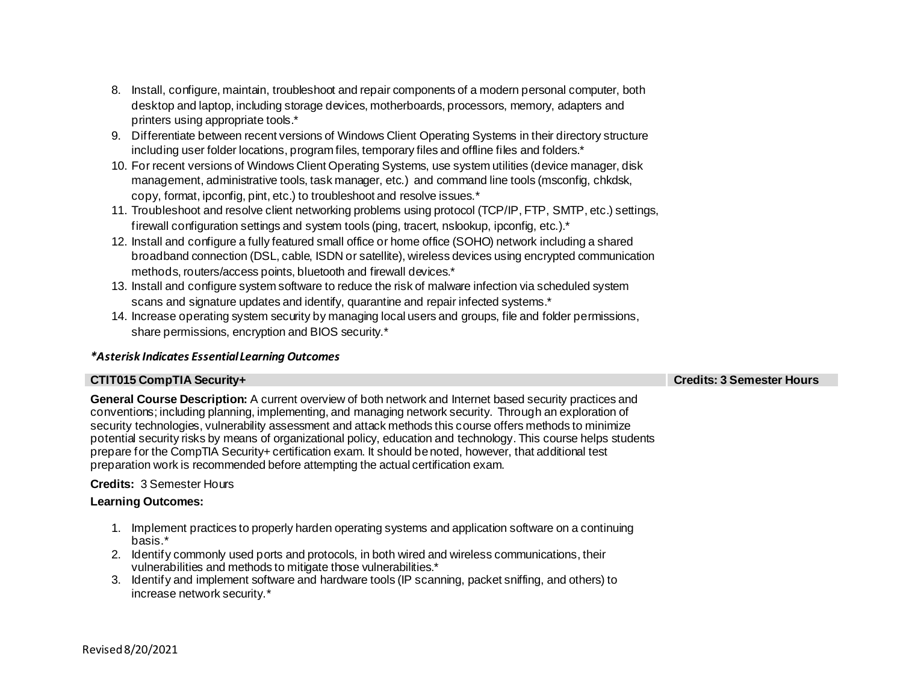8. Install, configure, maintain, troubleshoot and repair components of a modern personal computer, both desktop and laptop, including storage devices, motherboards, processors, memory, adapters and printers using appropriate tools.*
9. Differentiate between recent versions of Windows Client Operating Systems in their directory structure including user folder locations, program files, temporary files and offline files and folders.*
10. For recent versions of Windows Client Operating Systems, use system utilities (device manager, disk management, administrative tools, task manager, etc.) and command line tools (msconfig, chkdsk, copy, format, ipconfig, pint, etc.) to troubleshoot and resolve issues.*
11. Troubleshoot and resolve client networking problems using protocol (TCP/IP, FTP, SMTP, etc.) settings, firewall configuration settings and system tools (ping, tracert, nslookup, ipconfig, etc.).*
12. Install and configure a fully featured small office or home office (SOHO) network including a shared broadband connection (DSL, cable, ISDN or satellite), wireless devices using encrypted communication methods, routers/access points, bluetooth and firewall devices.*
13. Install and configure system software to reduce the risk of malware infection via scheduled system scans and signature updates and identify, quarantine and repair infected systems.*
14. Increase operating system security by managing local users and groups, file and folder permissions, share permissions, encryption and BIOS security.*

***Asterisk Indicates Essential Learning Outcomes***

| CTIT015 CompTIA Security+ | Credits: 3 Semester Hours |
| --- | --- |

**General Course Description:** A current overview of both network and Internet based security practices and conventions; including planning, implementing, and managing network security. Through an exploration of security technologies, vulnerability assessment and attack methods this course offers methods to minimize potential security risks by means of organizational policy, education and technology. This course helps students prepare for the CompTIA Security+ certification exam. It should be noted, however, that additional test preparation work is recommended before attempting the actual certification exam.

**Credits:** 3 Semester Hours

**Learning Outcomes:**

1. Implement practices to properly harden operating systems and application software on a continuing basis.*
2. Identify commonly used ports and protocols, in both wired and wireless communications, their vulnerabilities and methods to mitigate those vulnerabilities.*
3. Identify and implement software and hardware tools (IP scanning, packet sniffing, and others) to increase network security.*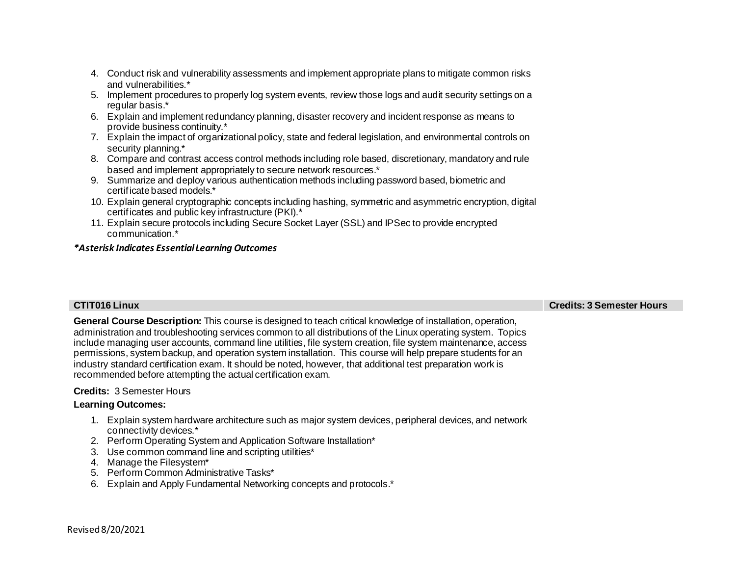4. Conduct risk and vulnerability assessments and implement appropriate plans to mitigate common risks and vulnerabilities.*
5. Implement procedures to properly log system events, review those logs and audit security settings on a regular basis.*
6. Explain and implement redundancy planning, disaster recovery and incident response as means to provide business continuity.*
7. Explain the impact of organizational policy, state and federal legislation, and environmental controls on security planning.*
8. Compare and contrast access control methods including role based, discretionary, mandatory and rule based and implement appropriately to secure network resources.*
9. Summarize and deploy various authentication methods including password based, biometric and certificate based models.*
10. Explain general cryptographic concepts including hashing, symmetric and asymmetric encryption, digital certificates and public key infrastructure (PKI).*
11. Explain secure protocols including Secure Socket Layer (SSL) and IPSec to provide encrypted communication.*

***Asterisk Indicates Essential Learning Outcomes***

| CTIT016 Linux | Credits: 3 Semester Hours |
|---|---|

**General Course Description:** This course is designed to teach critical knowledge of installation, operation, administration and troubleshooting services common to all distributions of the Linux operating system. Topics include managing user accounts, command line utilities, file system creation, file system maintenance, access permissions, system backup, and operation system installation. This course will help prepare students for an industry standard certification exam. It should be noted, however, that additional test preparation work is recommended before attempting the actual certification exam.

**Credits:** 3 Semester Hours

**Learning Outcomes:**

1. Explain system hardware architecture such as major system devices, peripheral devices, and network connectivity devices.*
2. Perform Operating System and Application Software Installation*
3. Use common command line and scripting utilities*
4. Manage the Filesystem*
5. Perform Common Administrative Tasks*
6. Explain and Apply Fundamental Networking concepts and protocols.*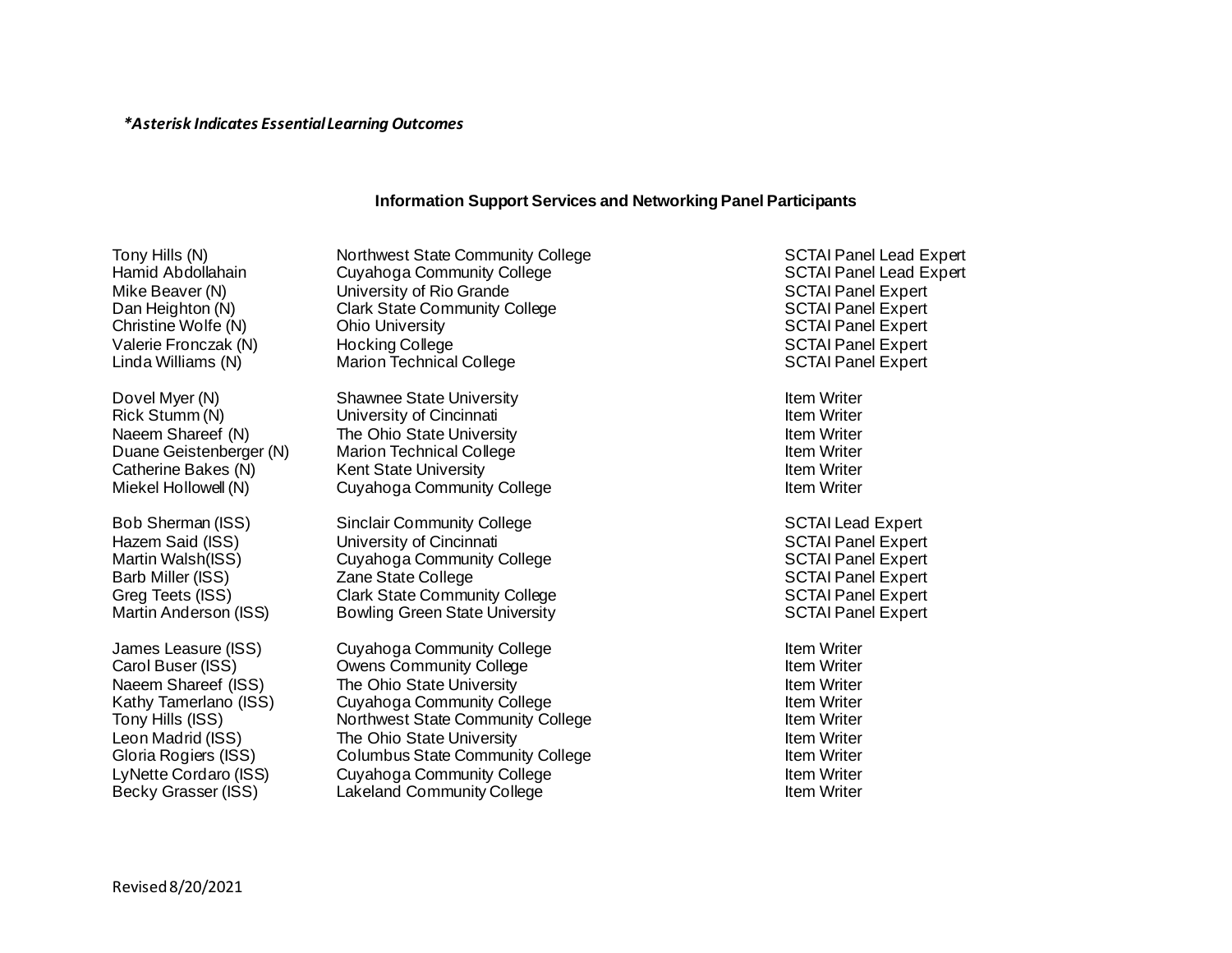***Asterisk Indicates Essential Learning Outcomes***

**Information Support Services and Networking Panel Participants**

| | | |
|---|---|---|
| Tony Hills (N) | Northwest State Community College | SCTAI Panel Lead Expert |
| Hamid Abdollahain | Cuyahoga Community College | SCTAI Panel Lead Expert |
| Mike Beaver (N) | University of Rio Grande | SCTAI Panel Expert |
| Dan Heighton (N) | Clark State Community College | SCTAI Panel Expert |
| Christine Wolfe (N) | Ohio University | SCTAI Panel Expert |
| Valerie Fronczak (N) | Hocking College | SCTAI Panel Expert |
| Linda Williams (N) | Marion Technical College | SCTAI Panel Expert |
| | | |
| Dovel Myer (N) | Shawnee State University | Item Writer |
| Rick Stumm (N) | University of Cincinnati | Item Writer |
| Naeem Shareef (N) | The Ohio State University | Item Writer |
| Duane Geistenberger (N) | Marion Technical College | Item Writer |
| Catherine Bakes (N) | Kent State University | Item Writer |
| Miekel Hollowell (N) | Cuyahoga Community College | Item Writer |
| | | |
| Bob Sherman (ISS) | Sinclair Community College | SCTAI Lead Expert |
| Hazem Said (ISS) | University of Cincinnati | SCTAI Panel Expert |
| Martin Walsh(ISS) | Cuyahoga Community College | SCTAI Panel Expert |
| Barb Miller (ISS) | Zane State College | SCTAI Panel Expert |
| Greg Teets (ISS) | Clark State Community College | SCTAI Panel Expert |
| Martin Anderson (ISS) | Bowling Green State University | SCTAI Panel Expert |
| | | |
| James Leasure (ISS) | Cuyahoga Community College | Item Writer |
| Carol Buser (ISS) | Owens Community College | Item Writer |
| Naeem Shareef (ISS) | The Ohio State University | Item Writer |
| Kathy Tamerlano (ISS) | Cuyahoga Community College | Item Writer |
| Tony Hills (ISS) | Northwest State Community College | Item Writer |
| Leon Madrid (ISS) | The Ohio State University | Item Writer |
| Gloria Rogiers (ISS) | Columbus State Community College | Item Writer |
| LyNette Cordaro (ISS) | Cuyahoga Community College | Item Writer |
| Becky Grasser (ISS) | Lakeland Community College | Item Writer |

Revised 8/20/2021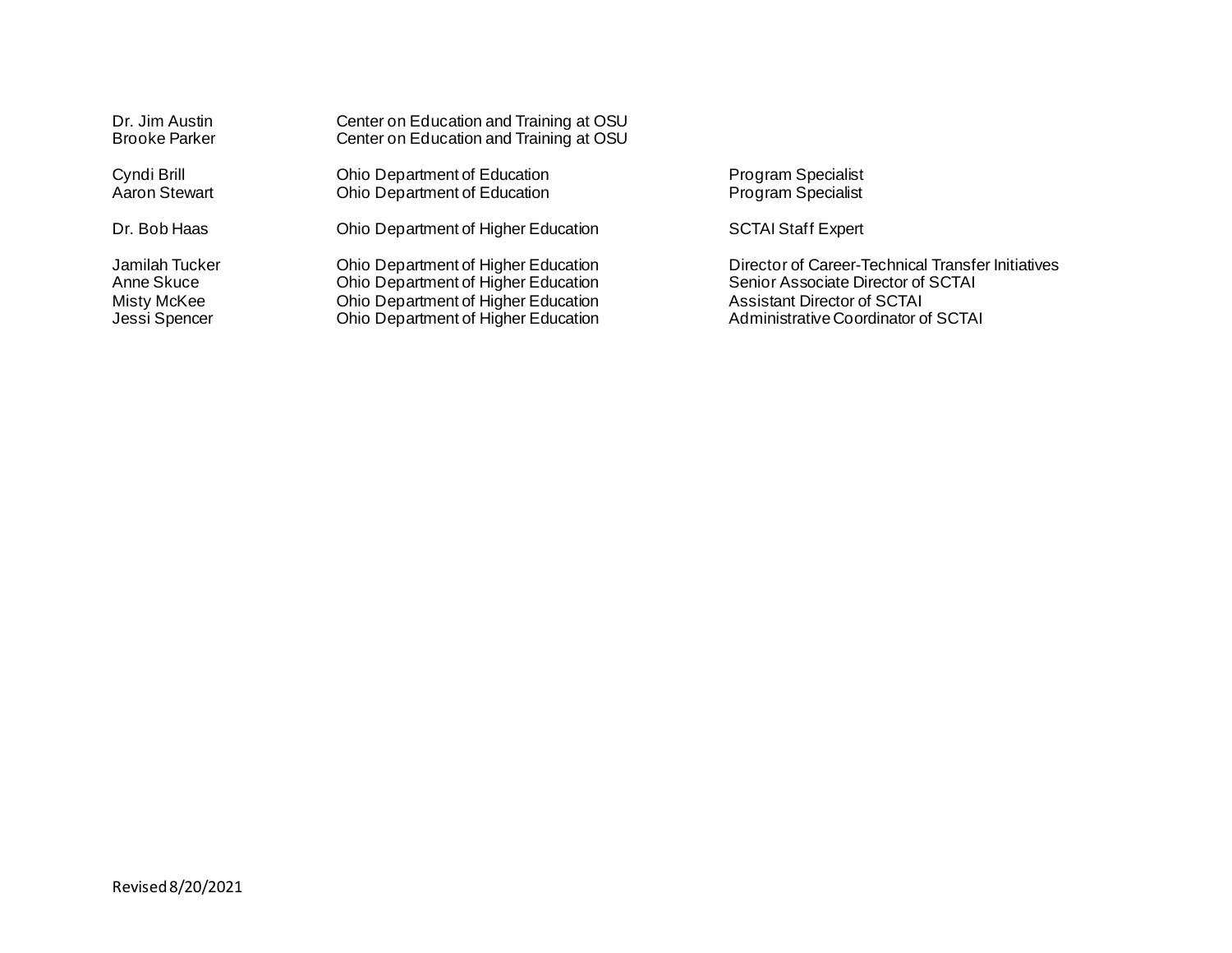| | | |
|---|---|---|
| Dr. Jim Austin | Center on Education and Training at OSU | |
| Brooke Parker | Center on Education and Training at OSU | |
| | | |
| Cyndi Brill | Ohio Department of Education | Program Specialist |
| Aaron Stewart | Ohio Department of Education | Program Specialist |
| | | |
| Dr. Bob Haas | Ohio Department of Higher Education | SCTAI Staff Expert |
| | | |
| Jamilah Tucker | Ohio Department of Higher Education | Director of Career-Technical Transfer Initiatives |
| Anne Skuce | Ohio Department of Higher Education | Senior Associate Director of SCTAI |
| Misty McKee | Ohio Department of Higher Education | Assistant Director of SCTAI |
| Jessi Spencer | Ohio Department of Higher Education | Administrative Coordinator of SCTAI |

Revised 8/20/2021